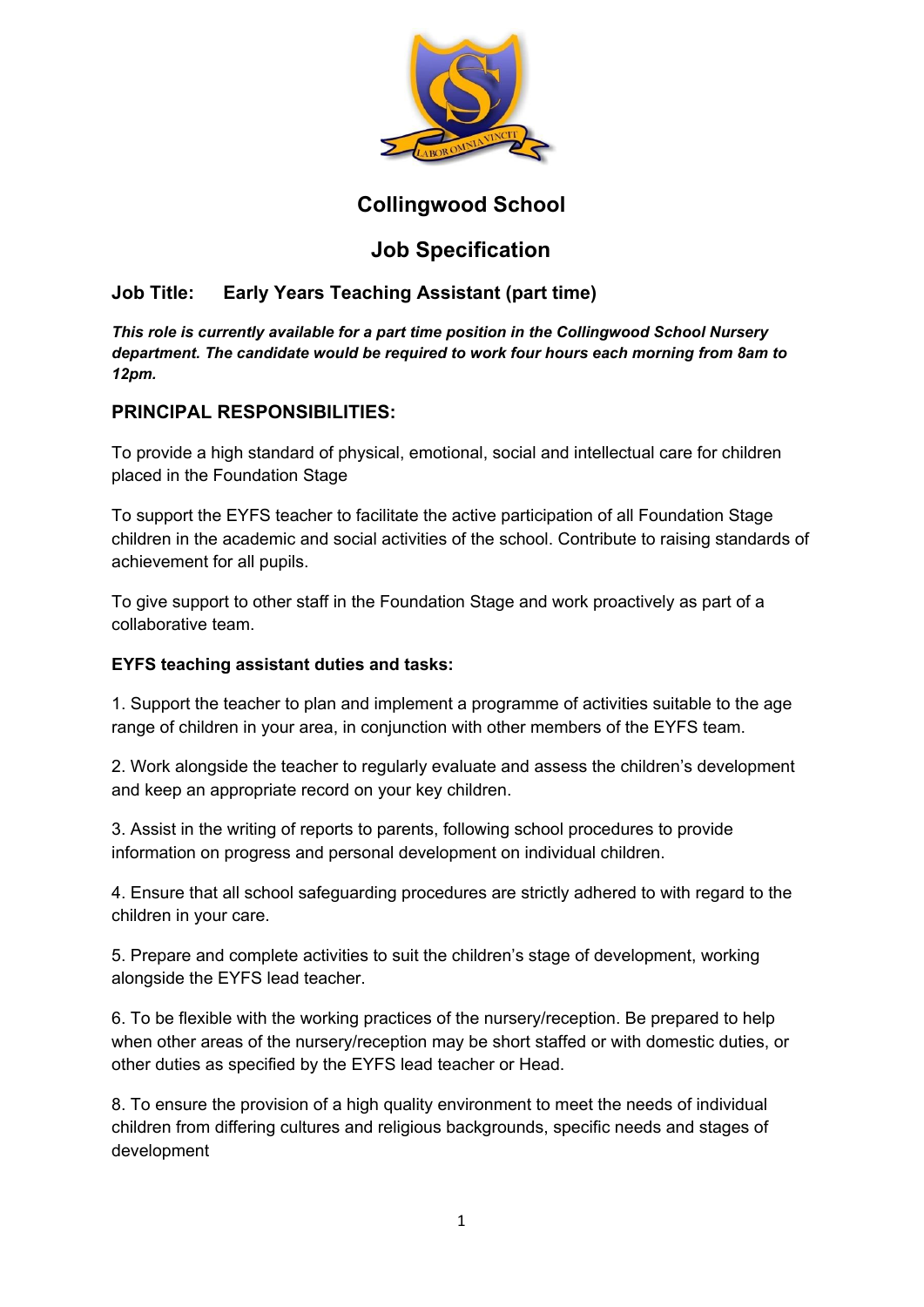# Collingwood School

## Job Specification

### Job Title: Early Years Teaching Assistant (part time)

***This role is currently available for a part time position in the Collingwood School Nursery department. The candidate would be required to work four hours each morning from 8am to 12pm.***

### PRINCIPAL RESPONSIBILITIES:

To provide a high standard of physical, emotional, social and intellectual care for children placed in the Foundation Stage

To support the EYFS teacher to facilitate the active participation of all Foundation Stage children in the academic and social activities of the school. Contribute to raising standards of achievement for all pupils.

To give support to other staff in the Foundation Stage and work proactively as part of a collaborative team.

**EYFS teaching assistant duties and tasks:**

1. Support the teacher to plan and implement a programme of activities suitable to the age range of children in your area, in conjunction with other members of the EYFS team.

2. Work alongside the teacher to regularly evaluate and assess the children's development and keep an appropriate record on your key children.

3. Assist in the writing of reports to parents, following school procedures to provide information on progress and personal development on individual children.

4. Ensure that all school safeguarding procedures are strictly adhered to with regard to the children in your care.

5. Prepare and complete activities to suit the children's stage of development, working alongside the EYFS lead teacher.

6. To be flexible with the working practices of the nursery/reception. Be prepared to help when other areas of the nursery/reception may be short staffed or with domestic duties, or other duties as specified by the EYFS lead teacher or Head.

8. To ensure the provision of a high quality environment to meet the needs of individual children from differing cultures and religious backgrounds, specific needs and stages of development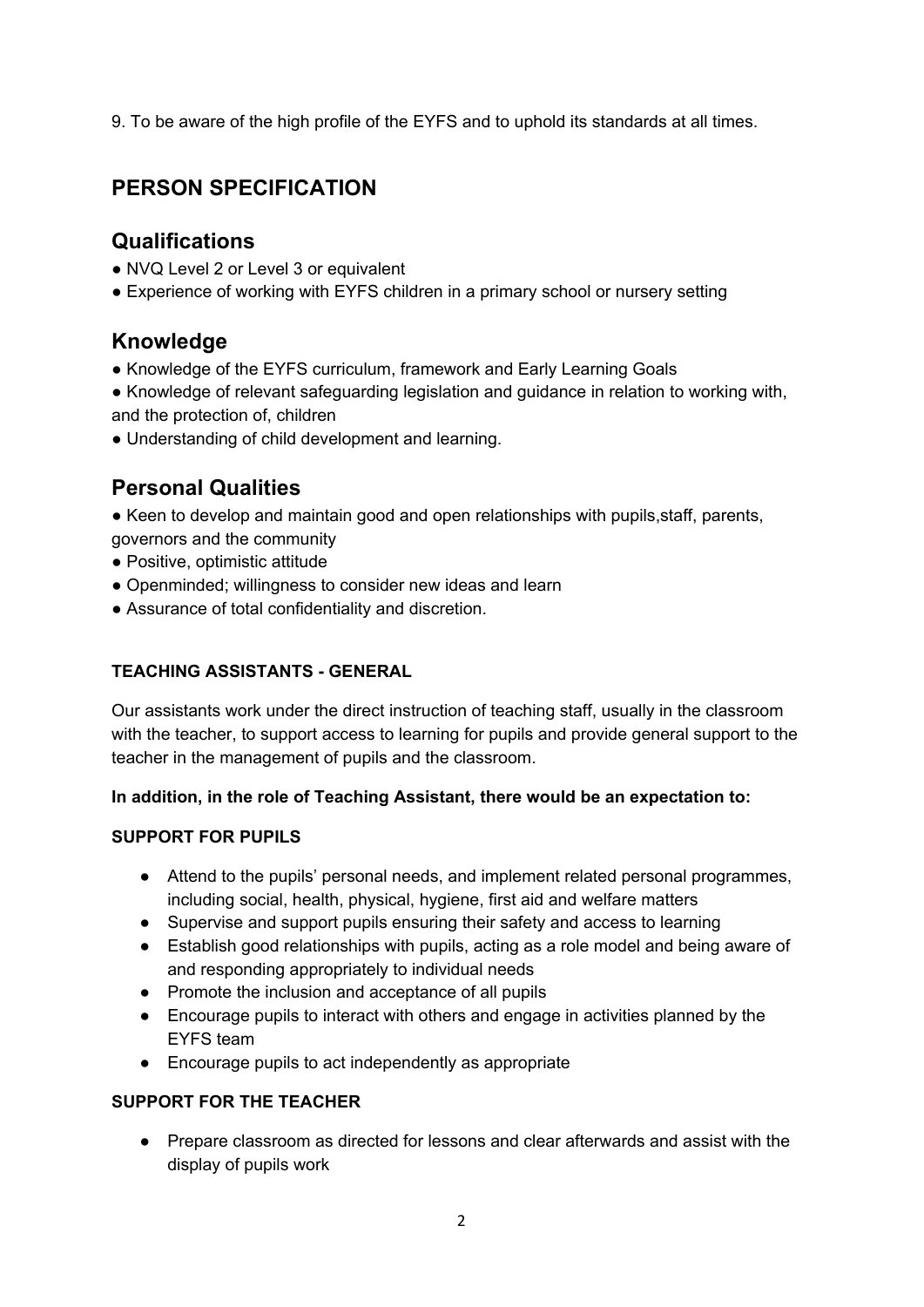9. To be aware of the high profile of the EYFS and to uphold its standards at all times.

## PERSON SPECIFICATION

### Qualifications

- NVQ Level 2 or Level 3 or equivalent
- Experience of working with EYFS children in a primary school or nursery setting

### Knowledge

- Knowledge of the EYFS curriculum, framework and Early Learning Goals
- Knowledge of relevant safeguarding legislation and guidance in relation to working with, and the protection of, children
- Understanding of child development and learning.

### Personal Qualities

- Keen to develop and maintain good and open relationships with pupils,staff, parents, governors and the community
- Positive, optimistic attitude
- Openminded; willingness to consider new ideas and learn
- Assurance of total confidentiality and discretion.

**TEACHING ASSISTANTS - GENERAL**

Our assistants work under the direct instruction of teaching staff, usually in the classroom with the teacher, to support access to learning for pupils and provide general support to the teacher in the management of pupils and the classroom.

**In addition, in the role of Teaching Assistant, there would be an expectation to:**

**SUPPORT FOR PUPILS**

- Attend to the pupils' personal needs, and implement related personal programmes, including social, health, physical, hygiene, first aid and welfare matters
- Supervise and support pupils ensuring their safety and access to learning
- Establish good relationships with pupils, acting as a role model and being aware of and responding appropriately to individual needs
- Promote the inclusion and acceptance of all pupils
- Encourage pupils to interact with others and engage in activities planned by the EYFS team
- Encourage pupils to act independently as appropriate

**SUPPORT FOR THE TEACHER**

- Prepare classroom as directed for lessons and clear afterwards and assist with the display of pupils work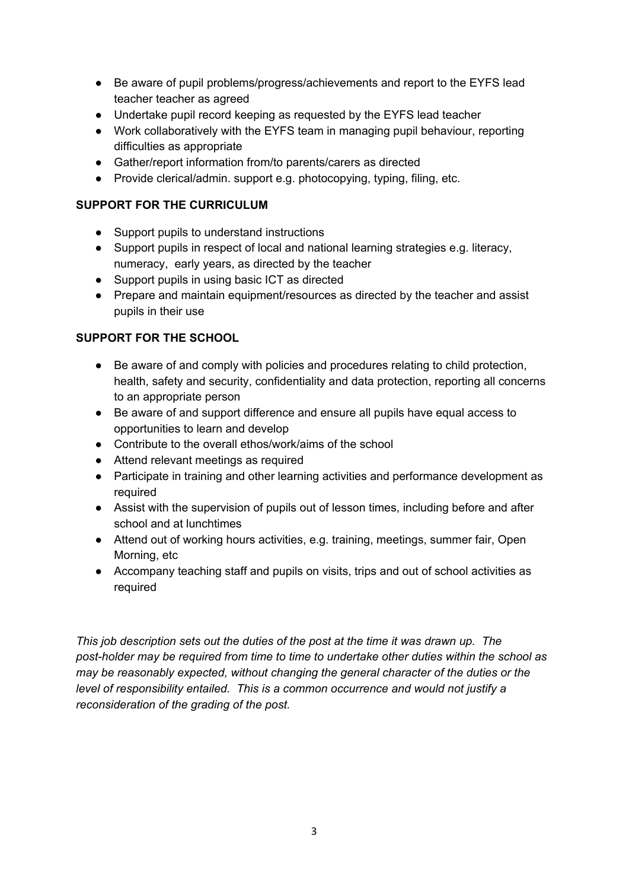- Be aware of pupil problems/progress/achievements and report to the EYFS lead teacher teacher as agreed
- Undertake pupil record keeping as requested by the EYFS lead teacher
- Work collaboratively with the EYFS team in managing pupil behaviour, reporting difficulties as appropriate
- Gather/report information from/to parents/carers as directed
- Provide clerical/admin. support e.g. photocopying, typing, filing, etc.

**SUPPORT FOR THE CURRICULUM**

- Support pupils to understand instructions
- Support pupils in respect of local and national learning strategies e.g. literacy, numeracy, early years, as directed by the teacher
- Support pupils in using basic ICT as directed
- Prepare and maintain equipment/resources as directed by the teacher and assist pupils in their use

**SUPPORT FOR THE SCHOOL**

- Be aware of and comply with policies and procedures relating to child protection, health, safety and security, confidentiality and data protection, reporting all concerns to an appropriate person
- Be aware of and support difference and ensure all pupils have equal access to opportunities to learn and develop
- Contribute to the overall ethos/work/aims of the school
- Attend relevant meetings as required
- Participate in training and other learning activities and performance development as required
- Assist with the supervision of pupils out of lesson times, including before and after school and at lunchtimes
- Attend out of working hours activities, e.g. training, meetings, summer fair, Open Morning, etc
- Accompany teaching staff and pupils on visits, trips and out of school activities as required

*This job description sets out the duties of the post at the time it was drawn up. The post-holder may be required from time to time to undertake other duties within the school as may be reasonably expected, without changing the general character of the duties or the level of responsibility entailed. This is a common occurrence and would not justify a reconsideration of the grading of the post.*